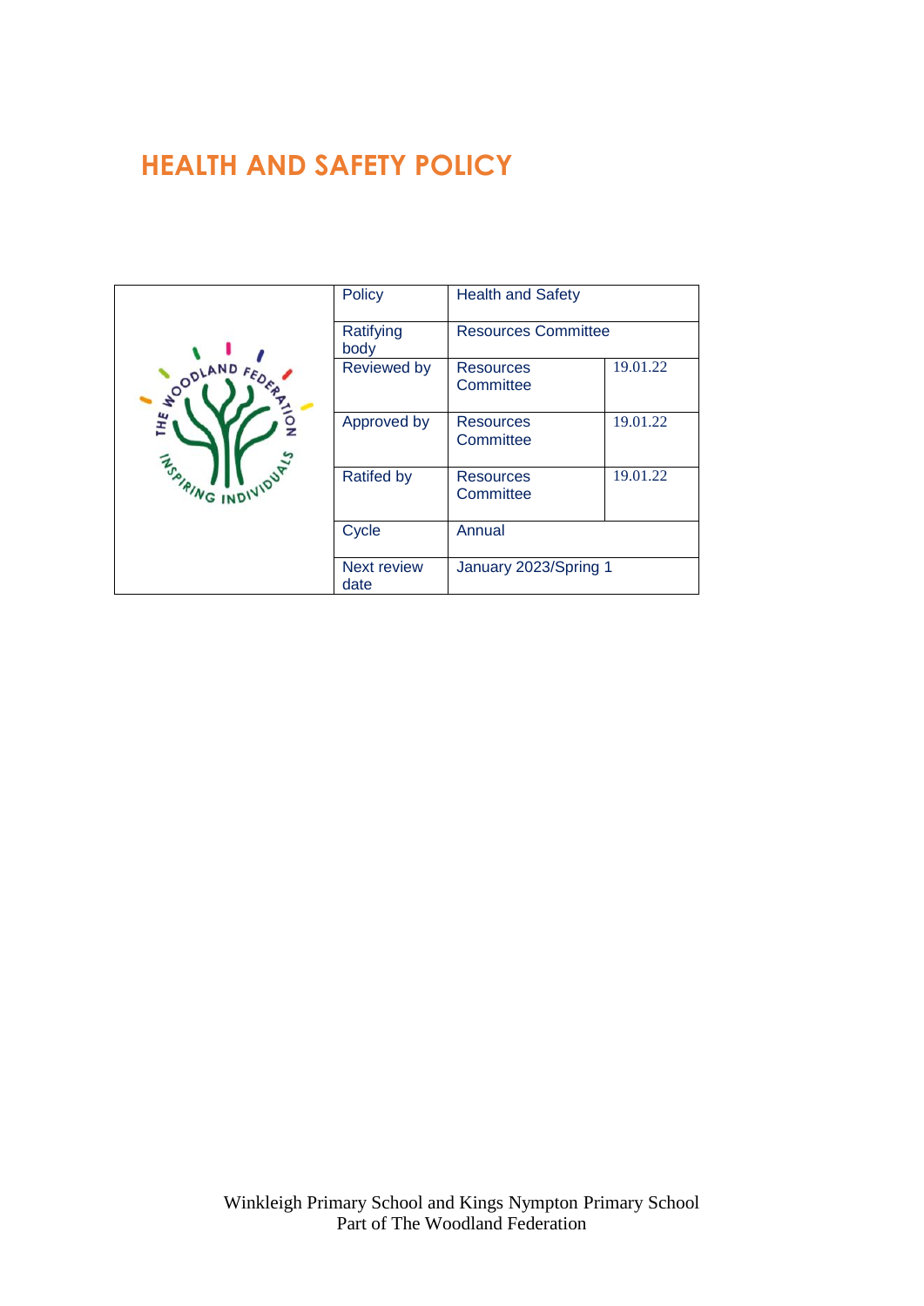# HEALTH AND SAFETY POLICY

| Policy | Health and Safety | |
|---|---|---|
| Ratifying body | Resources Committee | |
| Reviewed by | Resources Committee | 19.01.22 |
| Approved by | Resources Committee | 19.01.22 |
| Ratifed by | Resources Committee | 19.01.22 |
| Cycle | Annual | |
| Next review date | January 2023/Spring 1 | |

Winkleigh Primary School and Kings Nympton Primary School
Part of The Woodland Federation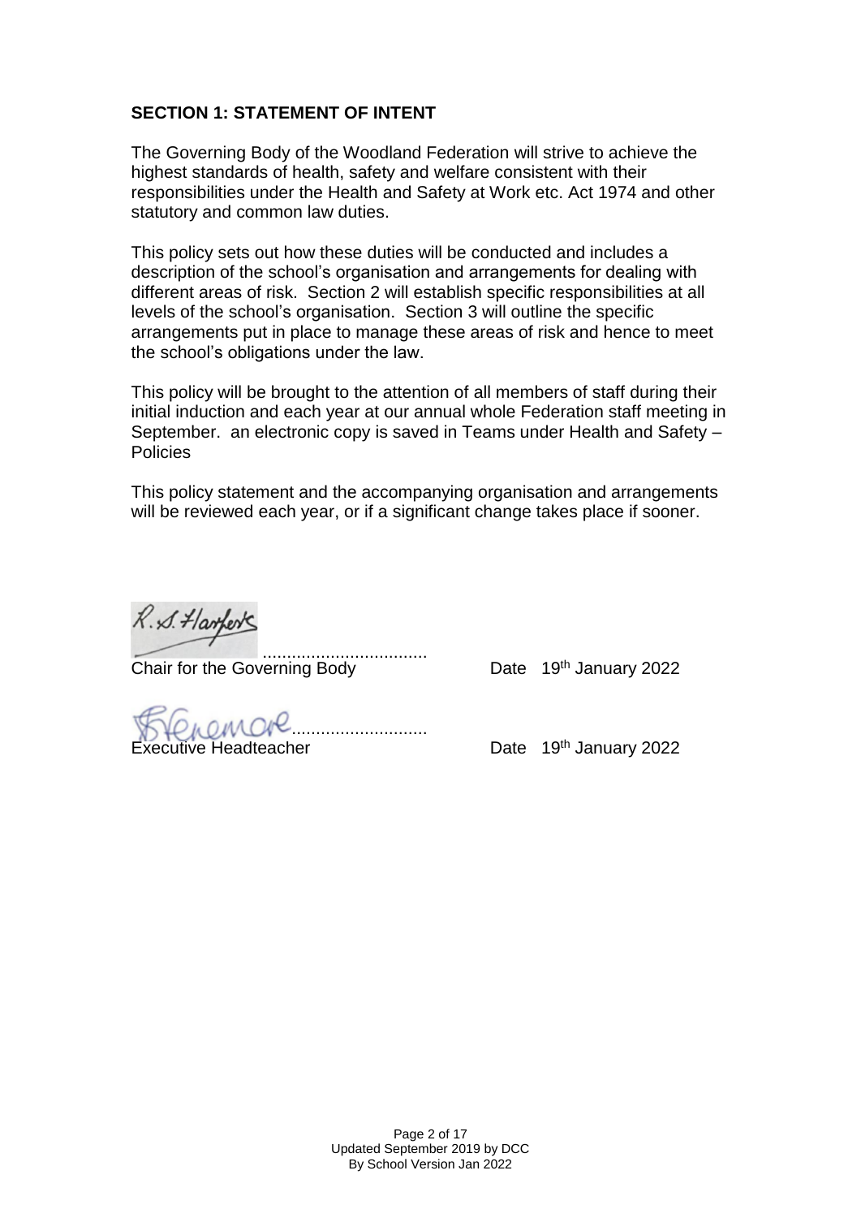## SECTION 1: STATEMENT OF INTENT

The Governing Body of the Woodland Federation will strive to achieve the highest standards of health, safety and welfare consistent with their responsibilities under the Health and Safety at Work etc. Act 1974 and other statutory and common law duties.

This policy sets out how these duties will be conducted and includes a description of the school's organisation and arrangements for dealing with different areas of risk. Section 2 will establish specific responsibilities at all levels of the school's organisation. Section 3 will outline the specific arrangements put in place to manage these areas of risk and hence to meet the school's obligations under the law.

This policy will be brought to the attention of all members of staff during their initial induction and each year at our annual whole Federation staff meeting in September. an electronic copy is saved in Teams under Health and Safety – Policies

This policy statement and the accompanying organisation and arrangements will be reviewed each year, or if a significant change takes place if sooner.

R.S. Harpers .................................

Chair for the Governing Body Date 19th January 2022

...........................

Executive Headteacher Date 19th January 2022

Updated September 2019 by DCC
By School Version Jan 2022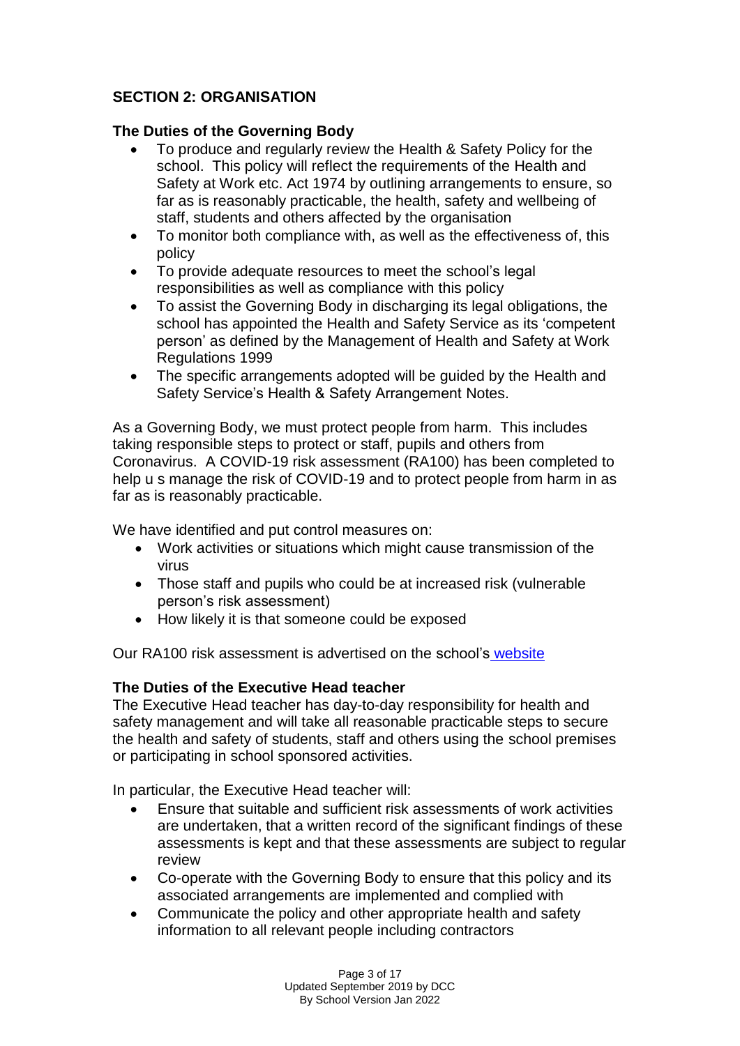## SECTION 2: ORGANISATION

### The Duties of the Governing Body

- To produce and regularly review the Health & Safety Policy for the school. This policy will reflect the requirements of the Health and Safety at Work etc. Act 1974 by outlining arrangements to ensure, so far as is reasonably practicable, the health, safety and wellbeing of staff, students and others affected by the organisation
- To monitor both compliance with, as well as the effectiveness of, this policy
- To provide adequate resources to meet the school's legal responsibilities as well as compliance with this policy
- To assist the Governing Body in discharging its legal obligations, the school has appointed the Health and Safety Service as its 'competent person' as defined by the Management of Health and Safety at Work Regulations 1999
- The specific arrangements adopted will be guided by the Health and Safety Service's Health & Safety Arrangement Notes.

As a Governing Body, we must protect people from harm. This includes taking responsible steps to protect or staff, pupils and others from Coronavirus. A COVID-19 risk assessment (RA100) has been completed to help u s manage the risk of COVID-19 and to protect people from harm in as far as is reasonably practicable.

We have identified and put control measures on:

- Work activities or situations which might cause transmission of the virus
- Those staff and pupils who could be at increased risk (vulnerable person's risk assessment)
- How likely it is that someone could be exposed

Our RA100 risk assessment is advertised on the school's website

### The Duties of the Executive Head teacher

The Executive Head teacher has day-to-day responsibility for health and safety management and will take all reasonable practicable steps to secure the health and safety of students, staff and others using the school premises or participating in school sponsored activities.

In particular, the Executive Head teacher will:

- Ensure that suitable and sufficient risk assessments of work activities are undertaken, that a written record of the significant findings of these assessments is kept and that these assessments are subject to regular review
- Co-operate with the Governing Body to ensure that this policy and its associated arrangements are implemented and complied with
- Communicate the policy and other appropriate health and safety information to all relevant people including contractors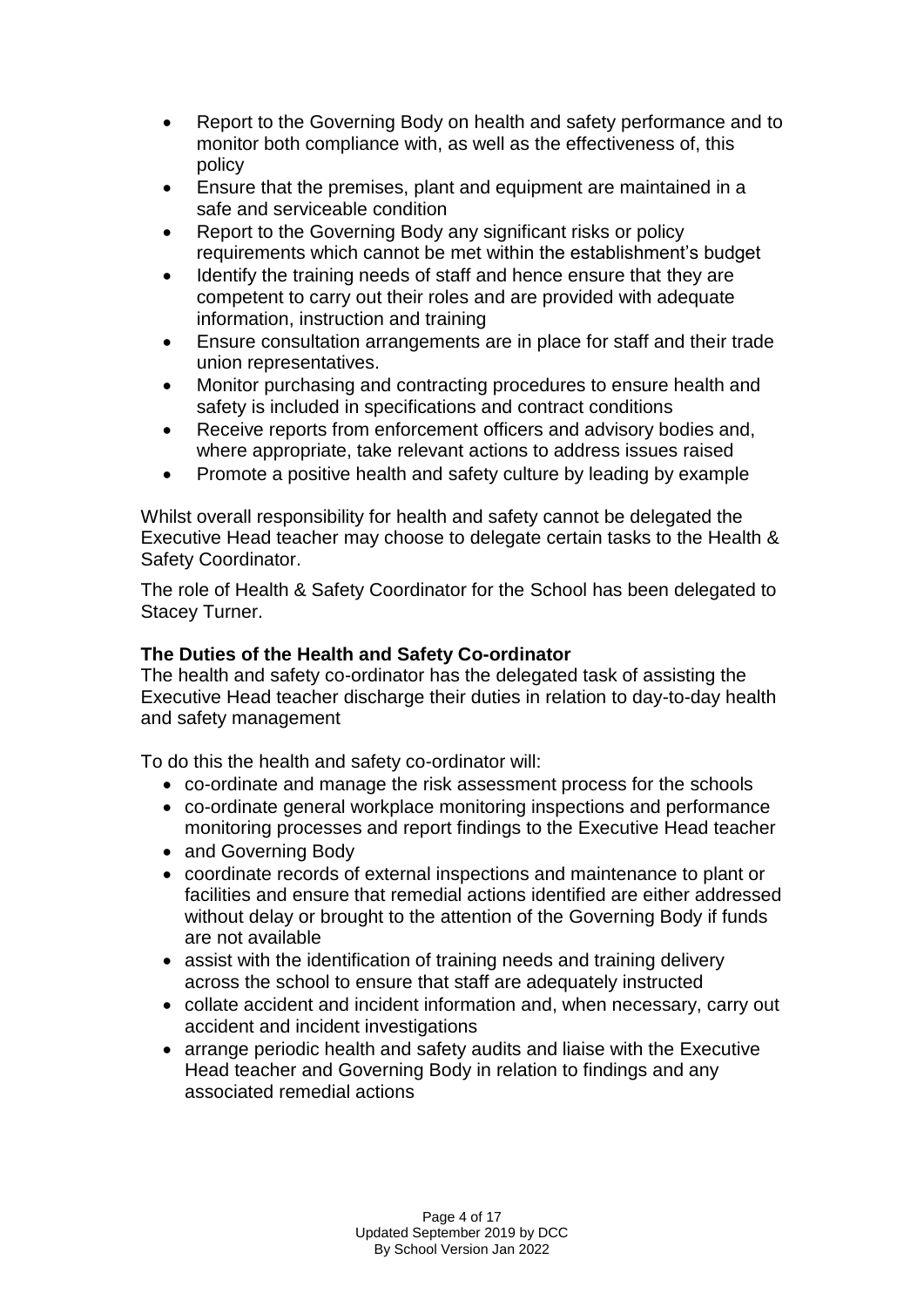- Report to the Governing Body on health and safety performance and to monitor both compliance with, as well as the effectiveness of, this policy
- Ensure that the premises, plant and equipment are maintained in a safe and serviceable condition
- Report to the Governing Body any significant risks or policy requirements which cannot be met within the establishment's budget
- Identify the training needs of staff and hence ensure that they are competent to carry out their roles and are provided with adequate information, instruction and training
- Ensure consultation arrangements are in place for staff and their trade union representatives.
- Monitor purchasing and contracting procedures to ensure health and safety is included in specifications and contract conditions
- Receive reports from enforcement officers and advisory bodies and, where appropriate, take relevant actions to address issues raised
- Promote a positive health and safety culture by leading by example

Whilst overall responsibility for health and safety cannot be delegated the Executive Head teacher may choose to delegate certain tasks to the Health & Safety Coordinator.

The role of Health & Safety Coordinator for the School has been delegated to Stacey Turner.

**The Duties of the Health and Safety Co-ordinator**

The health and safety co-ordinator has the delegated task of assisting the Executive Head teacher discharge their duties in relation to day-to-day health and safety management

To do this the health and safety co-ordinator will:

- co-ordinate and manage the risk assessment process for the schools
- co-ordinate general workplace monitoring inspections and performance monitoring processes and report findings to the Executive Head teacher
- and Governing Body
- coordinate records of external inspections and maintenance to plant or facilities and ensure that remedial actions identified are either addressed without delay or brought to the attention of the Governing Body if funds are not available
- assist with the identification of training needs and training delivery across the school to ensure that staff are adequately instructed
- collate accident and incident information and, when necessary, carry out accident and incident investigations
- arrange periodic health and safety audits and liaise with the Executive Head teacher and Governing Body in relation to findings and any associated remedial actions

Updated September 2019 by DCC
By School Version Jan 2022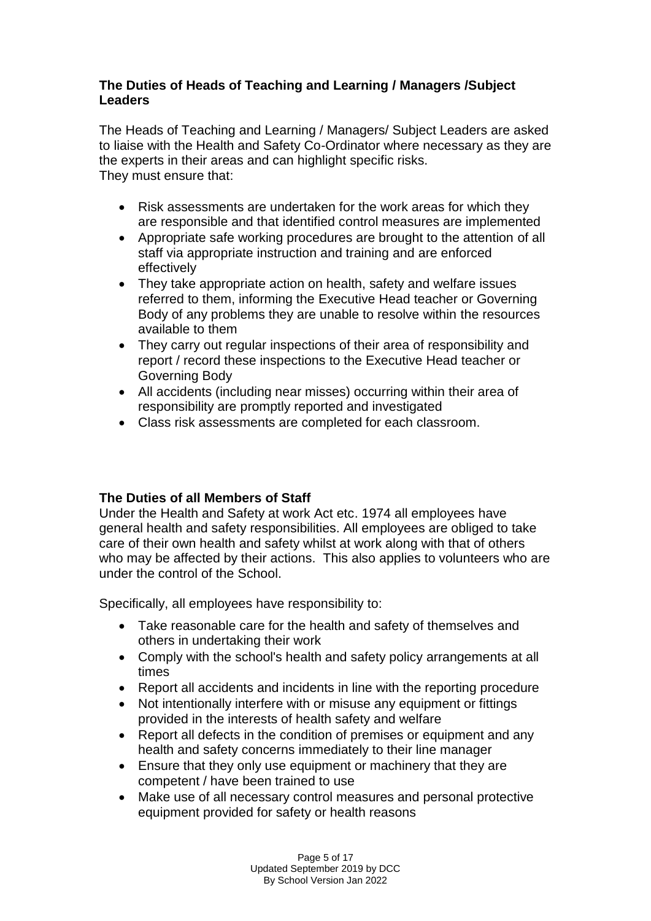## The Duties of Heads of Teaching and Learning / Managers /Subject Leaders

The Heads of Teaching and Learning / Managers/ Subject Leaders are asked to liaise with the Health and Safety Co-Ordinator where necessary as they are the experts in their areas and can highlight specific risks.
They must ensure that:

- Risk assessments are undertaken for the work areas for which they are responsible and that identified control measures are implemented
- Appropriate safe working procedures are brought to the attention of all staff via appropriate instruction and training and are enforced effectively
- They take appropriate action on health, safety and welfare issues referred to them, informing the Executive Head teacher or Governing Body of any problems they are unable to resolve within the resources available to them
- They carry out regular inspections of their area of responsibility and report / record these inspections to the Executive Head teacher or Governing Body
- All accidents (including near misses) occurring within their area of responsibility are promptly reported and investigated
- Class risk assessments are completed for each classroom.

## The Duties of all Members of Staff

Under the Health and Safety at work Act etc. 1974 all employees have general health and safety responsibilities. All employees are obliged to take care of their own health and safety whilst at work along with that of others who may be affected by their actions. This also applies to volunteers who are under the control of the School.

Specifically, all employees have responsibility to:

- Take reasonable care for the health and safety of themselves and others in undertaking their work
- Comply with the school's health and safety policy arrangements at all times
- Report all accidents and incidents in line with the reporting procedure
- Not intentionally interfere with or misuse any equipment or fittings provided in the interests of health safety and welfare
- Report all defects in the condition of premises or equipment and any health and safety concerns immediately to their line manager
- Ensure that they only use equipment or machinery that they are competent / have been trained to use
- Make use of all necessary control measures and personal protective equipment provided for safety or health reasons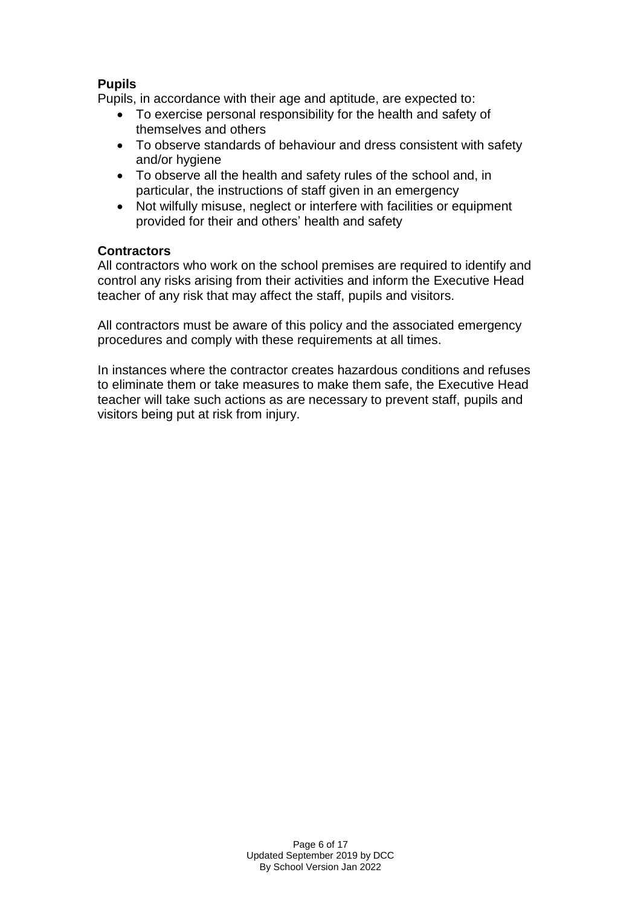**Pupils**

Pupils, in accordance with their age and aptitude, are expected to:

- To exercise personal responsibility for the health and safety of themselves and others
- To observe standards of behaviour and dress consistent with safety and/or hygiene
- To observe all the health and safety rules of the school and, in particular, the instructions of staff given in an emergency
- Not wilfully misuse, neglect or interfere with facilities or equipment provided for their and others' health and safety

**Contractors**

All contractors who work on the school premises are required to identify and control any risks arising from their activities and inform the Executive Head teacher of any risk that may affect the staff, pupils and visitors.

All contractors must be aware of this policy and the associated emergency procedures and comply with these requirements at all times.

In instances where the contractor creates hazardous conditions and refuses to eliminate them or take measures to make them safe, the Executive Head teacher will take such actions as are necessary to prevent staff, pupils and visitors being put at risk from injury.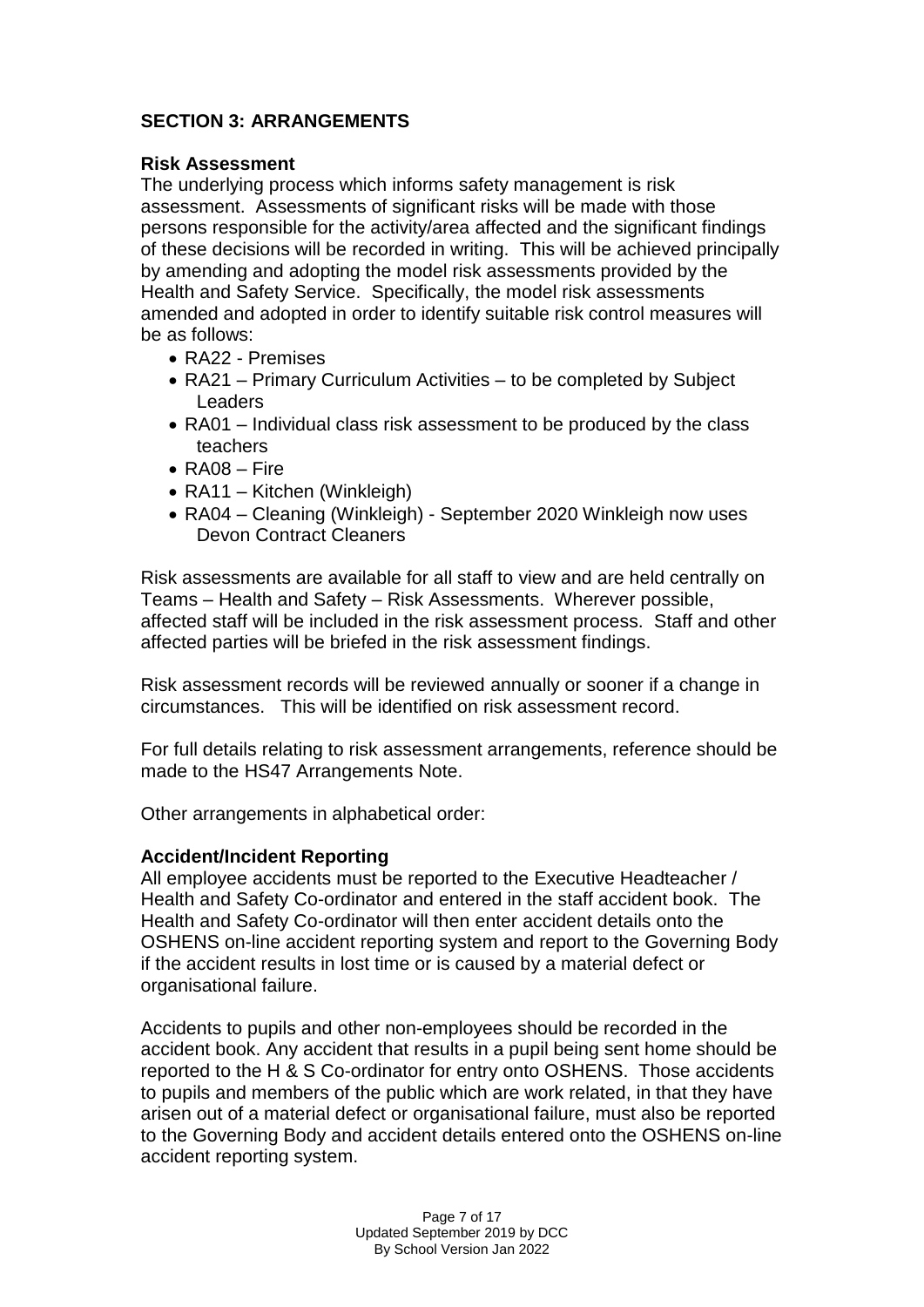## SECTION 3: ARRANGEMENTS

### Risk Assessment

The underlying process which informs safety management is risk assessment. Assessments of significant risks will be made with those persons responsible for the activity/area affected and the significant findings of these decisions will be recorded in writing. This will be achieved principally by amending and adopting the model risk assessments provided by the Health and Safety Service. Specifically, the model risk assessments amended and adopted in order to identify suitable risk control measures will be as follows:

- RA22 - Premises
- RA21 – Primary Curriculum Activities – to be completed by Subject Leaders
- RA01 – Individual class risk assessment to be produced by the class teachers
- RA08 – Fire
- RA11 – Kitchen (Winkleigh)
- RA04 – Cleaning (Winkleigh) - September 2020 Winkleigh now uses Devon Contract Cleaners

Risk assessments are available for all staff to view and are held centrally on Teams – Health and Safety – Risk Assessments. Wherever possible, affected staff will be included in the risk assessment process. Staff and other affected parties will be briefed in the risk assessment findings.

Risk assessment records will be reviewed annually or sooner if a change in circumstances. This will be identified on risk assessment record.

For full details relating to risk assessment arrangements, reference should be made to the HS47 Arrangements Note.

Other arrangements in alphabetical order:

### Accident/Incident Reporting

All employee accidents must be reported to the Executive Headteacher / Health and Safety Co-ordinator and entered in the staff accident book. The Health and Safety Co-ordinator will then enter accident details onto the OSHENS on-line accident reporting system and report to the Governing Body if the accident results in lost time or is caused by a material defect or organisational failure.

Accidents to pupils and other non-employees should be recorded in the accident book. Any accident that results in a pupil being sent home should be reported to the H & S Co-ordinator for entry onto OSHENS. Those accidents to pupils and members of the public which are work related, in that they have arisen out of a material defect or organisational failure, must also be reported to the Governing Body and accident details entered onto the OSHENS on-line accident reporting system.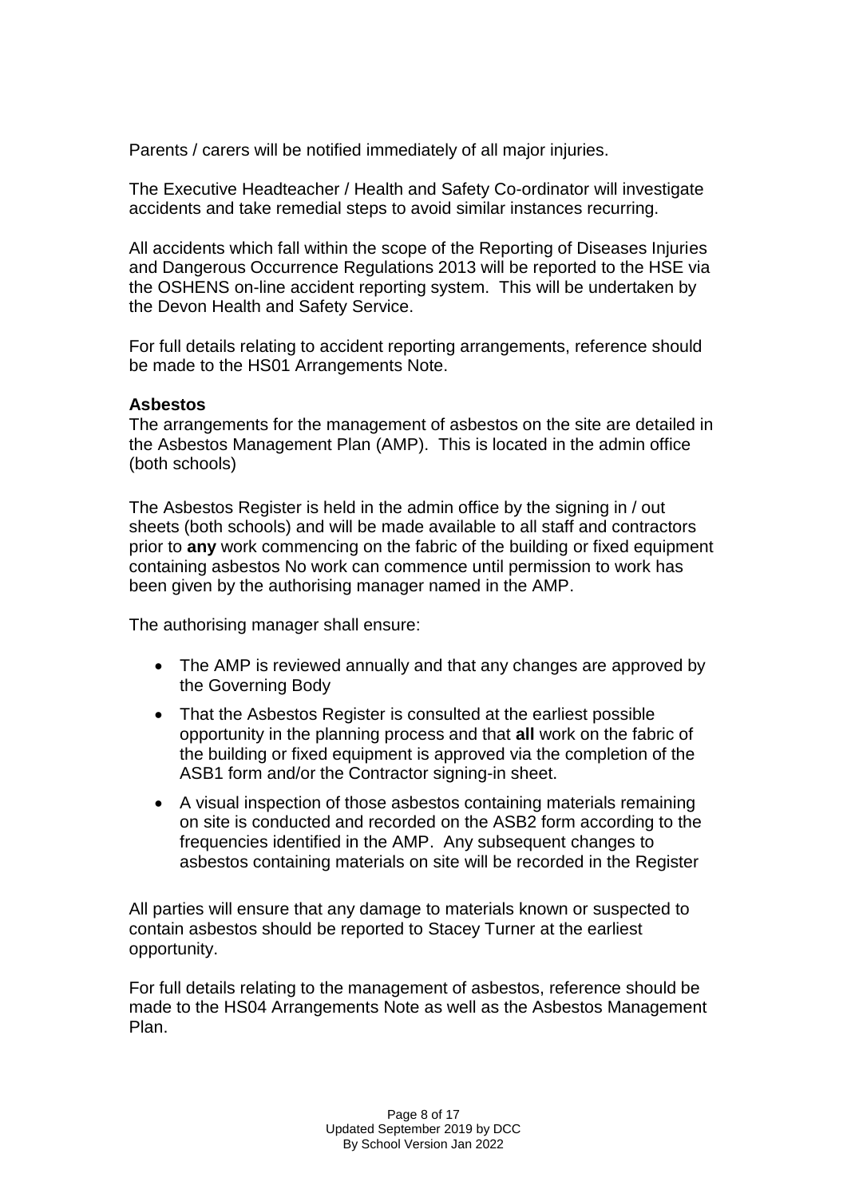Parents / carers will be notified immediately of all major injuries.

The Executive Headteacher / Health and Safety Co-ordinator will investigate accidents and take remedial steps to avoid similar instances recurring.

All accidents which fall within the scope of the Reporting of Diseases Injuries and Dangerous Occurrence Regulations 2013 will be reported to the HSE via the OSHENS on-line accident reporting system. This will be undertaken by the Devon Health and Safety Service.

For full details relating to accident reporting arrangements, reference should be made to the HS01 Arrangements Note.

**Asbestos**

The arrangements for the management of asbestos on the site are detailed in the Asbestos Management Plan (AMP). This is located in the admin office (both schools)

The Asbestos Register is held in the admin office by the signing in / out sheets (both schools) and will be made available to all staff and contractors prior to **any** work commencing on the fabric of the building or fixed equipment containing asbestos No work can commence until permission to work has been given by the authorising manager named in the AMP.

The authorising manager shall ensure:

- The AMP is reviewed annually and that any changes are approved by the Governing Body
- That the Asbestos Register is consulted at the earliest possible opportunity in the planning process and that **all** work on the fabric of the building or fixed equipment is approved via the completion of the ASB1 form and/or the Contractor signing-in sheet.
- A visual inspection of those asbestos containing materials remaining on site is conducted and recorded on the ASB2 form according to the frequencies identified in the AMP. Any subsequent changes to asbestos containing materials on site will be recorded in the Register

All parties will ensure that any damage to materials known or suspected to contain asbestos should be reported to Stacey Turner at the earliest opportunity.

For full details relating to the management of asbestos, reference should be made to the HS04 Arrangements Note as well as the Asbestos Management Plan.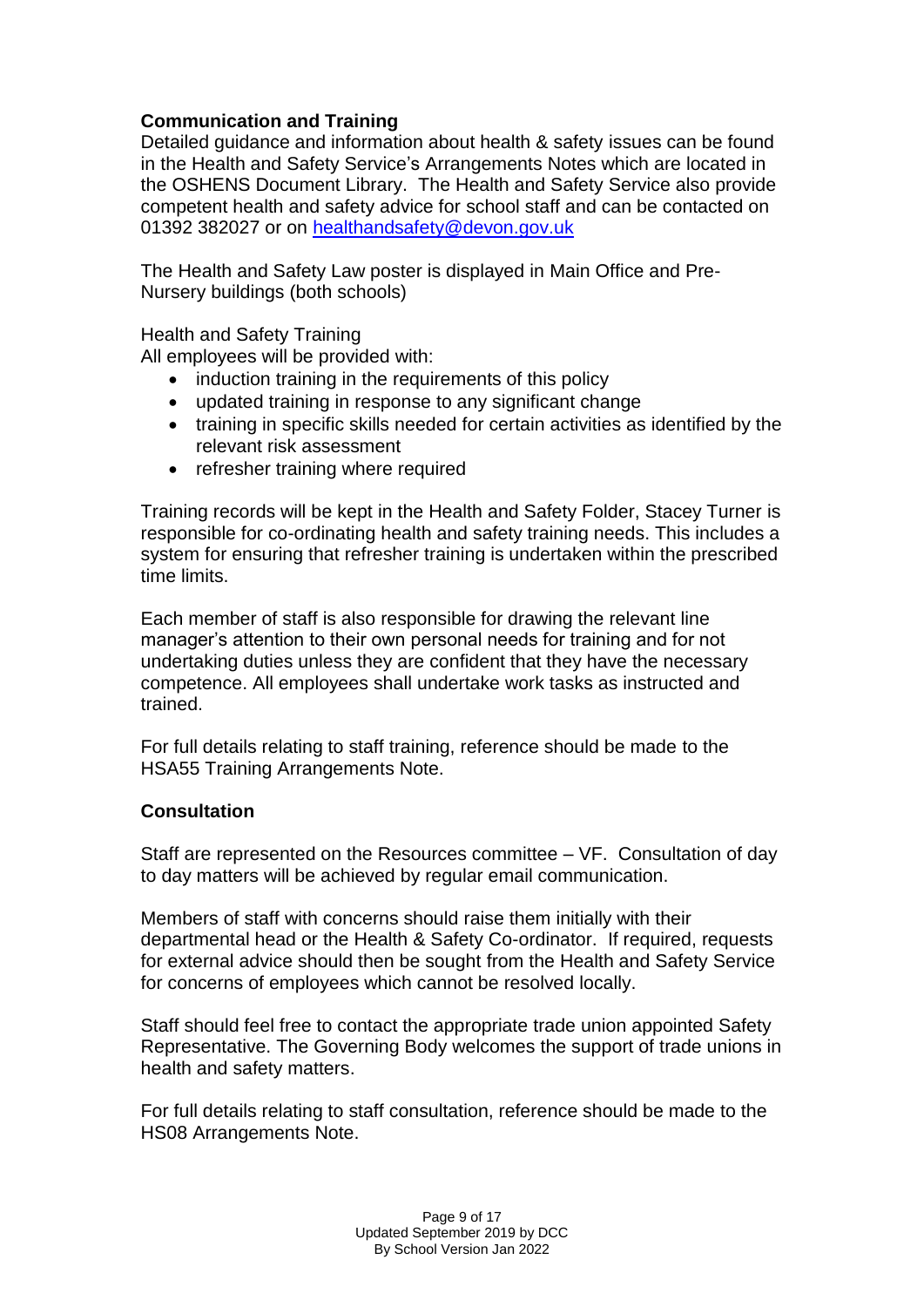**Communication and Training**

Detailed guidance and information about health & safety issues can be found in the Health and Safety Service's Arrangements Notes which are located in the OSHENS Document Library. The Health and Safety Service also provide competent health and safety advice for school staff and can be contacted on 01392 382027 or on healthandsafety@devon.gov.uk

The Health and Safety Law poster is displayed in Main Office and Pre-Nursery buildings (both schools)

Health and Safety Training

All employees will be provided with:

- induction training in the requirements of this policy
- updated training in response to any significant change
- training in specific skills needed for certain activities as identified by the relevant risk assessment
- refresher training where required

Training records will be kept in the Health and Safety Folder, Stacey Turner is responsible for co-ordinating health and safety training needs. This includes a system for ensuring that refresher training is undertaken within the prescribed time limits.

Each member of staff is also responsible for drawing the relevant line manager's attention to their own personal needs for training and for not undertaking duties unless they are confident that they have the necessary competence. All employees shall undertake work tasks as instructed and trained.

For full details relating to staff training, reference should be made to the HSA55 Training Arrangements Note.

**Consultation**

Staff are represented on the Resources committee – VF. Consultation of day to day matters will be achieved by regular email communication.

Members of staff with concerns should raise them initially with their departmental head or the Health & Safety Co-ordinator. If required, requests for external advice should then be sought from the Health and Safety Service for concerns of employees which cannot be resolved locally.

Staff should feel free to contact the appropriate trade union appointed Safety Representative. The Governing Body welcomes the support of trade unions in health and safety matters.

For full details relating to staff consultation, reference should be made to the HS08 Arrangements Note.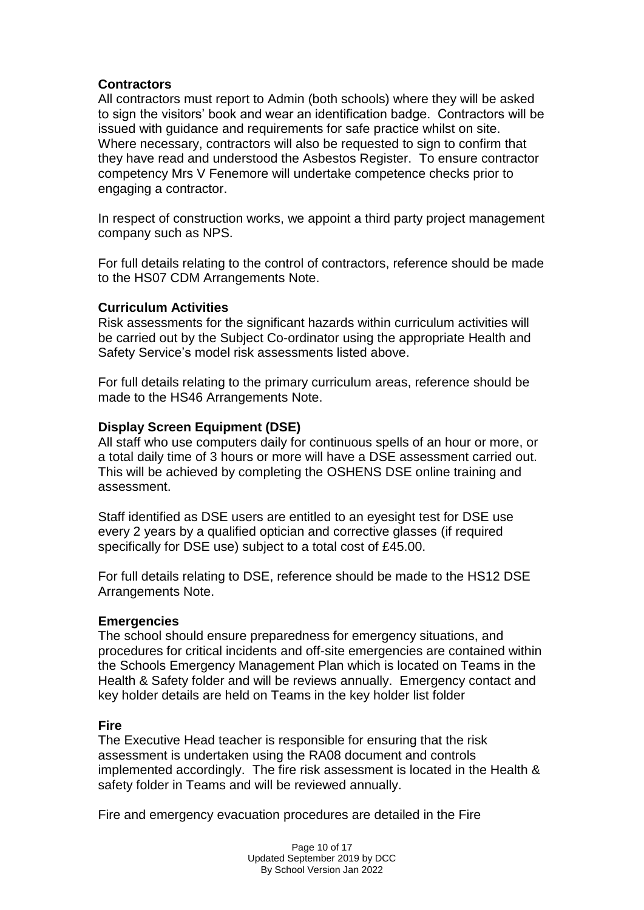**Contractors**

All contractors must report to Admin (both schools) where they will be asked to sign the visitors' book and wear an identification badge. Contractors will be issued with guidance and requirements for safe practice whilst on site. Where necessary, contractors will also be requested to sign to confirm that they have read and understood the Asbestos Register. To ensure contractor competency Mrs V Fenemore will undertake competence checks prior to engaging a contractor.

In respect of construction works, we appoint a third party project management company such as NPS.

For full details relating to the control of contractors, reference should be made to the HS07 CDM Arrangements Note.

**Curriculum Activities**

Risk assessments for the significant hazards within curriculum activities will be carried out by the Subject Co-ordinator using the appropriate Health and Safety Service's model risk assessments listed above.

For full details relating to the primary curriculum areas, reference should be made to the HS46 Arrangements Note.

**Display Screen Equipment (DSE)**

All staff who use computers daily for continuous spells of an hour or more, or a total daily time of 3 hours or more will have a DSE assessment carried out. This will be achieved by completing the OSHENS DSE online training and assessment.

Staff identified as DSE users are entitled to an eyesight test for DSE use every 2 years by a qualified optician and corrective glasses (if required specifically for DSE use) subject to a total cost of £45.00.

For full details relating to DSE, reference should be made to the HS12 DSE Arrangements Note.

**Emergencies**

The school should ensure preparedness for emergency situations, and procedures for critical incidents and off-site emergencies are contained within the Schools Emergency Management Plan which is located on Teams in the Health & Safety folder and will be reviews annually. Emergency contact and key holder details are held on Teams in the key holder list folder

**Fire**

The Executive Head teacher is responsible for ensuring that the risk assessment is undertaken using the RA08 document and controls implemented accordingly. The fire risk assessment is located in the Health & safety folder in Teams and will be reviewed annually.

Fire and emergency evacuation procedures are detailed in the Fire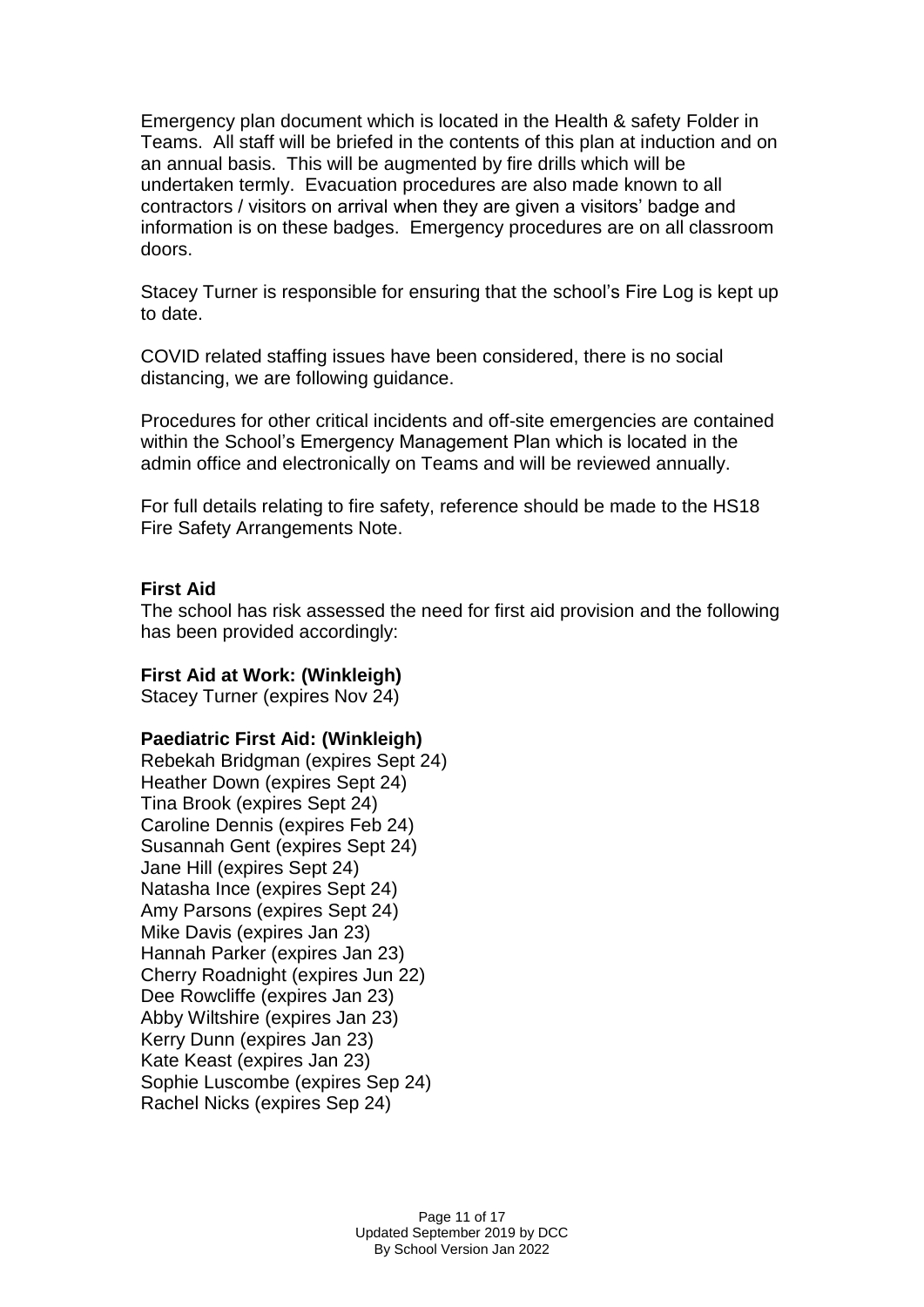Emergency plan document which is located in the Health & safety Folder in Teams. All staff will be briefed in the contents of this plan at induction and on an annual basis. This will be augmented by fire drills which will be undertaken termly. Evacuation procedures are also made known to all contractors / visitors on arrival when they are given a visitors' badge and information is on these badges. Emergency procedures are on all classroom doors.

Stacey Turner is responsible for ensuring that the school's Fire Log is kept up to date.

COVID related staffing issues have been considered, there is no social distancing, we are following guidance.

Procedures for other critical incidents and off-site emergencies are contained within the School's Emergency Management Plan which is located in the admin office and electronically on Teams and will be reviewed annually.

For full details relating to fire safety, reference should be made to the HS18 Fire Safety Arrangements Note.

**First Aid**

The school has risk assessed the need for first aid provision and the following has been provided accordingly:

**First Aid at Work: (Winkleigh)**

Stacey Turner (expires Nov 24)

**Paediatric First Aid: (Winkleigh)**

Rebekah Bridgman (expires Sept 24)
Heather Down (expires Sept 24)
Tina Brook (expires Sept 24)
Caroline Dennis (expires Feb 24)
Susannah Gent (expires Sept 24)
Jane Hill (expires Sept 24)
Natasha Ince (expires Sept 24)
Amy Parsons (expires Sept 24)
Mike Davis (expires Jan 23)
Hannah Parker (expires Jan 23)
Cherry Roadnight (expires Jun 22)
Dee Rowcliffe (expires Jan 23)
Abby Wiltshire (expires Jan 23)
Kerry Dunn (expires Jan 23)
Kate Keast (expires Jan 23)
Sophie Luscombe (expires Sep 24)
Rachel Nicks (expires Sep 24)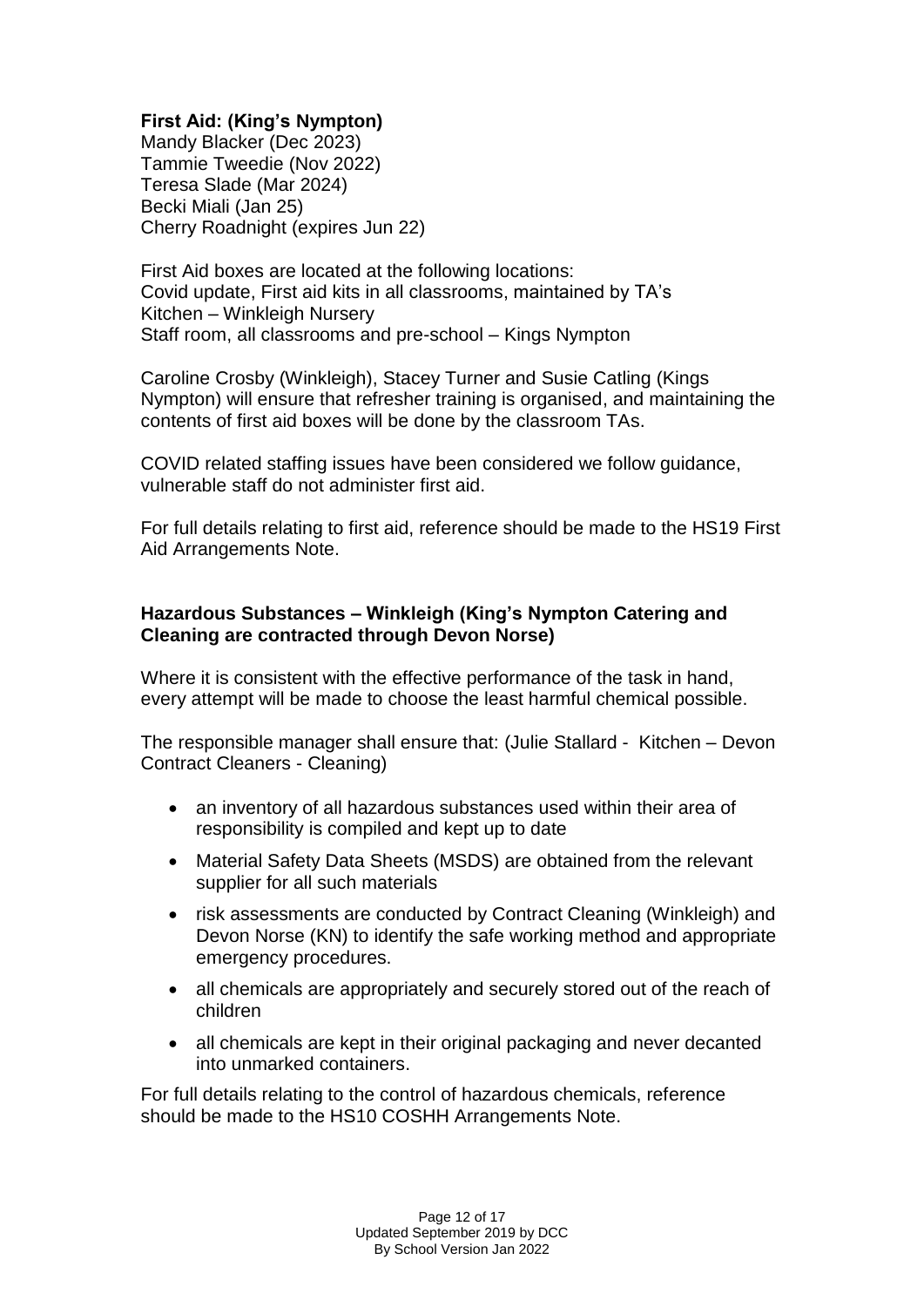**First Aid: (King's Nympton)**
Mandy Blacker (Dec 2023)
Tammie Tweedie (Nov 2022)
Teresa Slade (Mar 2024)
Becki Miali (Jan 25)
Cherry Roadnight (expires Jun 22)

First Aid boxes are located at the following locations:
Covid update, First aid kits in all classrooms, maintained by TA's
Kitchen – Winkleigh Nursery
Staff room, all classrooms and pre-school – Kings Nympton

Caroline Crosby (Winkleigh), Stacey Turner and Susie Catling (Kings Nympton) will ensure that refresher training is organised, and maintaining the contents of first aid boxes will be done by the classroom TAs.

COVID related staffing issues have been considered we follow guidance, vulnerable staff do not administer first aid.

For full details relating to first aid, reference should be made to the HS19 First Aid Arrangements Note.

**Hazardous Substances – Winkleigh (King's Nympton Catering and Cleaning are contracted through Devon Norse)**

Where it is consistent with the effective performance of the task in hand, every attempt will be made to choose the least harmful chemical possible.

The responsible manager shall ensure that: (Julie Stallard - Kitchen – Devon Contract Cleaners - Cleaning)

- an inventory of all hazardous substances used within their area of responsibility is compiled and kept up to date
- Material Safety Data Sheets (MSDS) are obtained from the relevant supplier for all such materials
- risk assessments are conducted by Contract Cleaning (Winkleigh) and Devon Norse (KN) to identify the safe working method and appropriate emergency procedures.
- all chemicals are appropriately and securely stored out of the reach of children
- all chemicals are kept in their original packaging and never decanted into unmarked containers.

For full details relating to the control of hazardous chemicals, reference should be made to the HS10 COSHH Arrangements Note.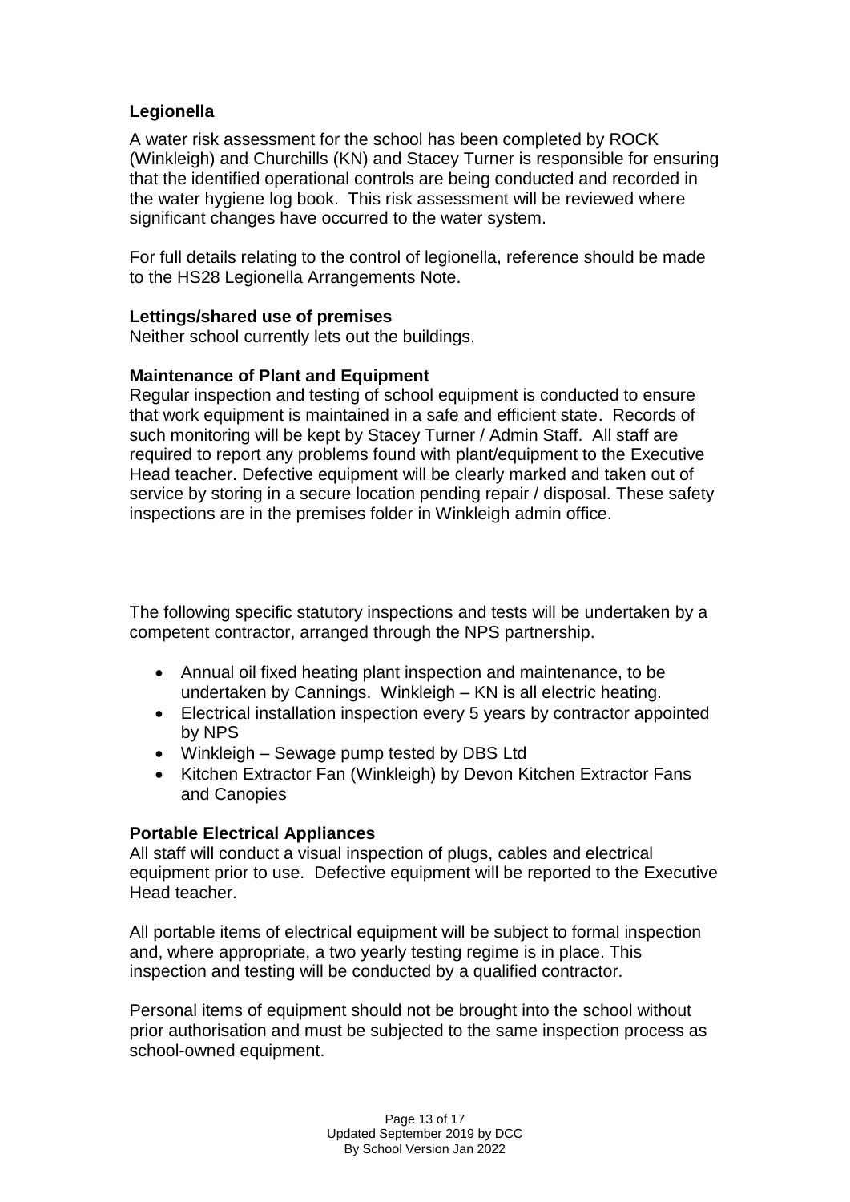### Legionella

A water risk assessment for the school has been completed by ROCK (Winkleigh) and Churchills (KN) and Stacey Turner is responsible for ensuring that the identified operational controls are being conducted and recorded in the water hygiene log book. This risk assessment will be reviewed where significant changes have occurred to the water system.

For full details relating to the control of legionella, reference should be made to the HS28 Legionella Arrangements Note.

### Lettings/shared use of premises

Neither school currently lets out the buildings.

### Maintenance of Plant and Equipment

Regular inspection and testing of school equipment is conducted to ensure that work equipment is maintained in a safe and efficient state. Records of such monitoring will be kept by Stacey Turner / Admin Staff. All staff are required to report any problems found with plant/equipment to the Executive Head teacher. Defective equipment will be clearly marked and taken out of service by storing in a secure location pending repair / disposal. These safety inspections are in the premises folder in Winkleigh admin office.

The following specific statutory inspections and tests will be undertaken by a competent contractor, arranged through the NPS partnership.

- Annual oil fixed heating plant inspection and maintenance, to be undertaken by Cannings. Winkleigh – KN is all electric heating.
- Electrical installation inspection every 5 years by contractor appointed by NPS
- Winkleigh – Sewage pump tested by DBS Ltd
- Kitchen Extractor Fan (Winkleigh) by Devon Kitchen Extractor Fans and Canopies

### Portable Electrical Appliances

All staff will conduct a visual inspection of plugs, cables and electrical equipment prior to use. Defective equipment will be reported to the Executive Head teacher.

All portable items of electrical equipment will be subject to formal inspection and, where appropriate, a two yearly testing regime is in place. This inspection and testing will be conducted by a qualified contractor.

Personal items of equipment should not be brought into the school without prior authorisation and must be subjected to the same inspection process as school-owned equipment.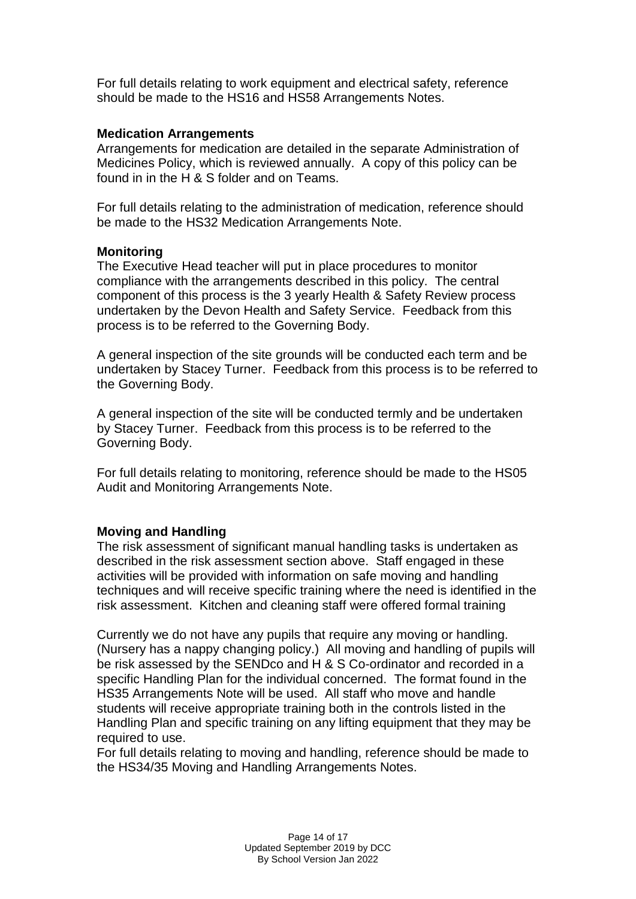For full details relating to work equipment and electrical safety, reference should be made to the HS16 and HS58 Arrangements Notes.

**Medication Arrangements**

Arrangements for medication are detailed in the separate Administration of Medicines Policy, which is reviewed annually. A copy of this policy can be found in in the H & S folder and on Teams.

For full details relating to the administration of medication, reference should be made to the HS32 Medication Arrangements Note.

**Monitoring**

The Executive Head teacher will put in place procedures to monitor compliance with the arrangements described in this policy. The central component of this process is the 3 yearly Health & Safety Review process undertaken by the Devon Health and Safety Service. Feedback from this process is to be referred to the Governing Body.

A general inspection of the site grounds will be conducted each term and be undertaken by Stacey Turner. Feedback from this process is to be referred to the Governing Body.

A general inspection of the site will be conducted termly and be undertaken by Stacey Turner. Feedback from this process is to be referred to the Governing Body.

For full details relating to monitoring, reference should be made to the HS05 Audit and Monitoring Arrangements Note.

**Moving and Handling**

The risk assessment of significant manual handling tasks is undertaken as described in the risk assessment section above. Staff engaged in these activities will be provided with information on safe moving and handling techniques and will receive specific training where the need is identified in the risk assessment. Kitchen and cleaning staff were offered formal training

Currently we do not have any pupils that require any moving or handling. (Nursery has a nappy changing policy.) All moving and handling of pupils will be risk assessed by the SENDco and H & S Co-ordinator and recorded in a specific Handling Plan for the individual concerned. The format found in the HS35 Arrangements Note will be used. All staff who move and handle students will receive appropriate training both in the controls listed in the Handling Plan and specific training on any lifting equipment that they may be required to use.
For full details relating to moving and handling, reference should be made to the HS34/35 Moving and Handling Arrangements Notes.

Updated September 2019 by DCC
By School Version Jan 2022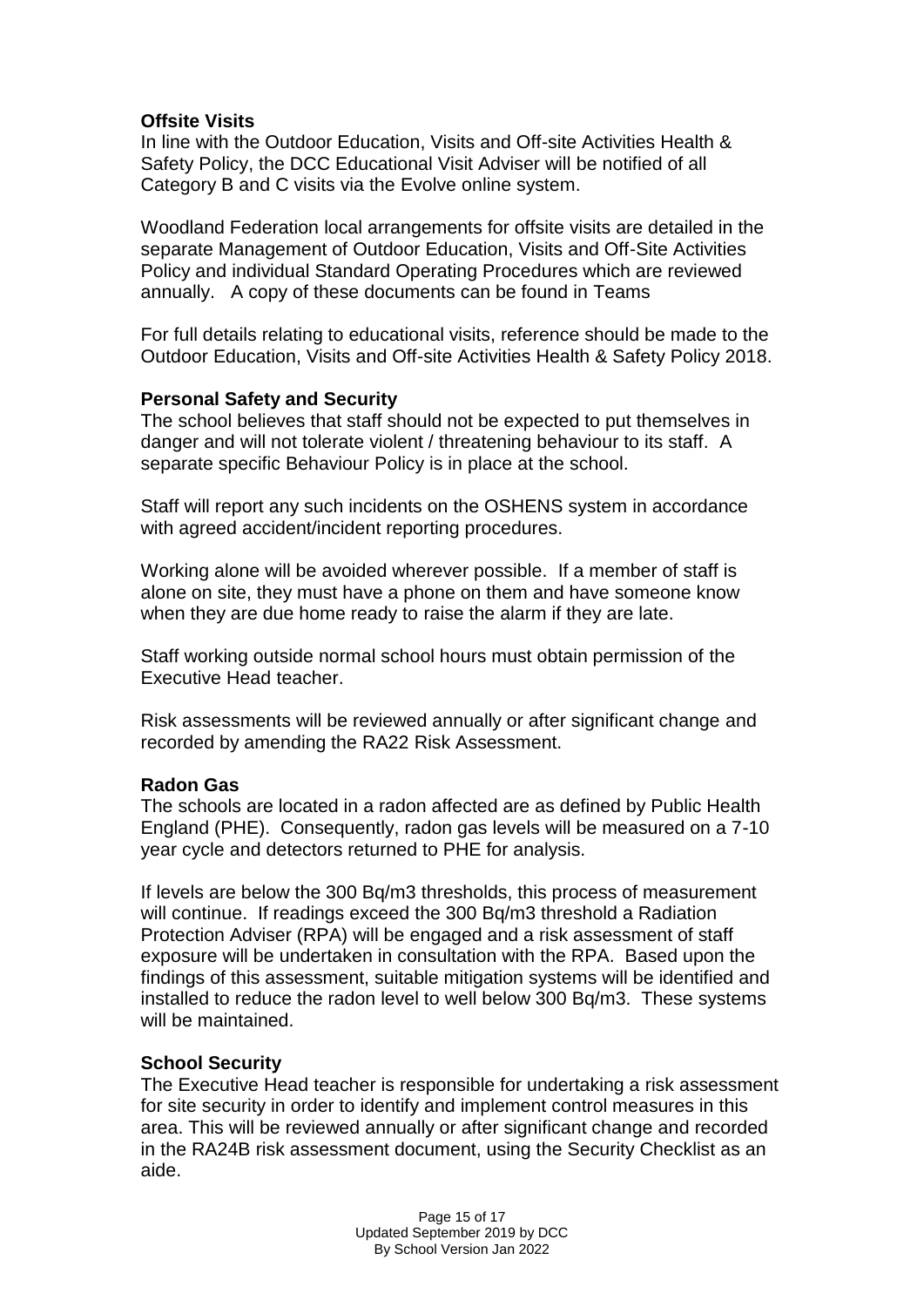**Offsite Visits**

In line with the Outdoor Education, Visits and Off-site Activities Health & Safety Policy, the DCC Educational Visit Adviser will be notified of all Category B and C visits via the Evolve online system.

Woodland Federation local arrangements for offsite visits are detailed in the separate Management of Outdoor Education, Visits and Off-Site Activities Policy and individual Standard Operating Procedures which are reviewed annually. A copy of these documents can be found in Teams

For full details relating to educational visits, reference should be made to the Outdoor Education, Visits and Off-site Activities Health & Safety Policy 2018.

**Personal Safety and Security**

The school believes that staff should not be expected to put themselves in danger and will not tolerate violent / threatening behaviour to its staff. A separate specific Behaviour Policy is in place at the school.

Staff will report any such incidents on the OSHENS system in accordance with agreed accident/incident reporting procedures.

Working alone will be avoided wherever possible. If a member of staff is alone on site, they must have a phone on them and have someone know when they are due home ready to raise the alarm if they are late.

Staff working outside normal school hours must obtain permission of the Executive Head teacher.

Risk assessments will be reviewed annually or after significant change and recorded by amending the RA22 Risk Assessment.

**Radon Gas**

The schools are located in a radon affected are as defined by Public Health England (PHE). Consequently, radon gas levels will be measured on a 7-10 year cycle and detectors returned to PHE for analysis.

If levels are below the 300 Bq/m3 thresholds, this process of measurement will continue. If readings exceed the 300 Bq/m3 threshold a Radiation Protection Adviser (RPA) will be engaged and a risk assessment of staff exposure will be undertaken in consultation with the RPA. Based upon the findings of this assessment, suitable mitigation systems will be identified and installed to reduce the radon level to well below 300 Bq/m3. These systems will be maintained.

**School Security**

The Executive Head teacher is responsible for undertaking a risk assessment for site security in order to identify and implement control measures in this area. This will be reviewed annually or after significant change and recorded in the RA24B risk assessment document, using the Security Checklist as an aide.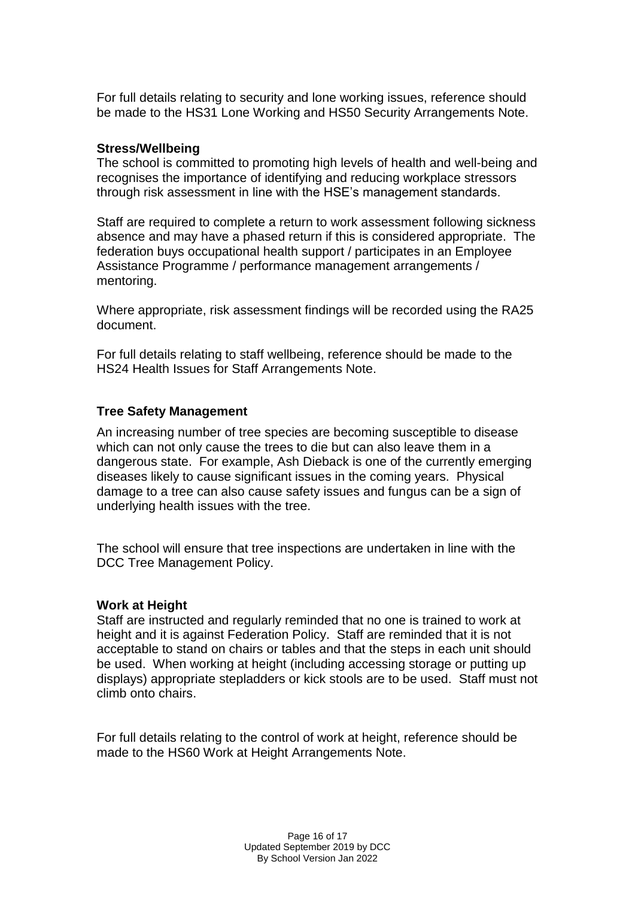For full details relating to security and lone working issues, reference should be made to the HS31 Lone Working and HS50 Security Arrangements Note.

**Stress/Wellbeing**

The school is committed to promoting high levels of health and well-being and recognises the importance of identifying and reducing workplace stressors through risk assessment in line with the HSE's management standards.

Staff are required to complete a return to work assessment following sickness absence and may have a phased return if this is considered appropriate. The federation buys occupational health support / participates in an Employee Assistance Programme / performance management arrangements / mentoring.

Where appropriate, risk assessment findings will be recorded using the RA25 document.

For full details relating to staff wellbeing, reference should be made to the HS24 Health Issues for Staff Arrangements Note.

**Tree Safety Management**

An increasing number of tree species are becoming susceptible to disease which can not only cause the trees to die but can also leave them in a dangerous state. For example, Ash Dieback is one of the currently emerging diseases likely to cause significant issues in the coming years. Physical damage to a tree can also cause safety issues and fungus can be a sign of underlying health issues with the tree.

The school will ensure that tree inspections are undertaken in line with the DCC Tree Management Policy.

**Work at Height**

Staff are instructed and regularly reminded that no one is trained to work at height and it is against Federation Policy. Staff are reminded that it is not acceptable to stand on chairs or tables and that the steps in each unit should be used. When working at height (including accessing storage or putting up displays) appropriate stepladders or kick stools are to be used. Staff must not climb onto chairs.

For full details relating to the control of work at height, reference should be made to the HS60 Work at Height Arrangements Note.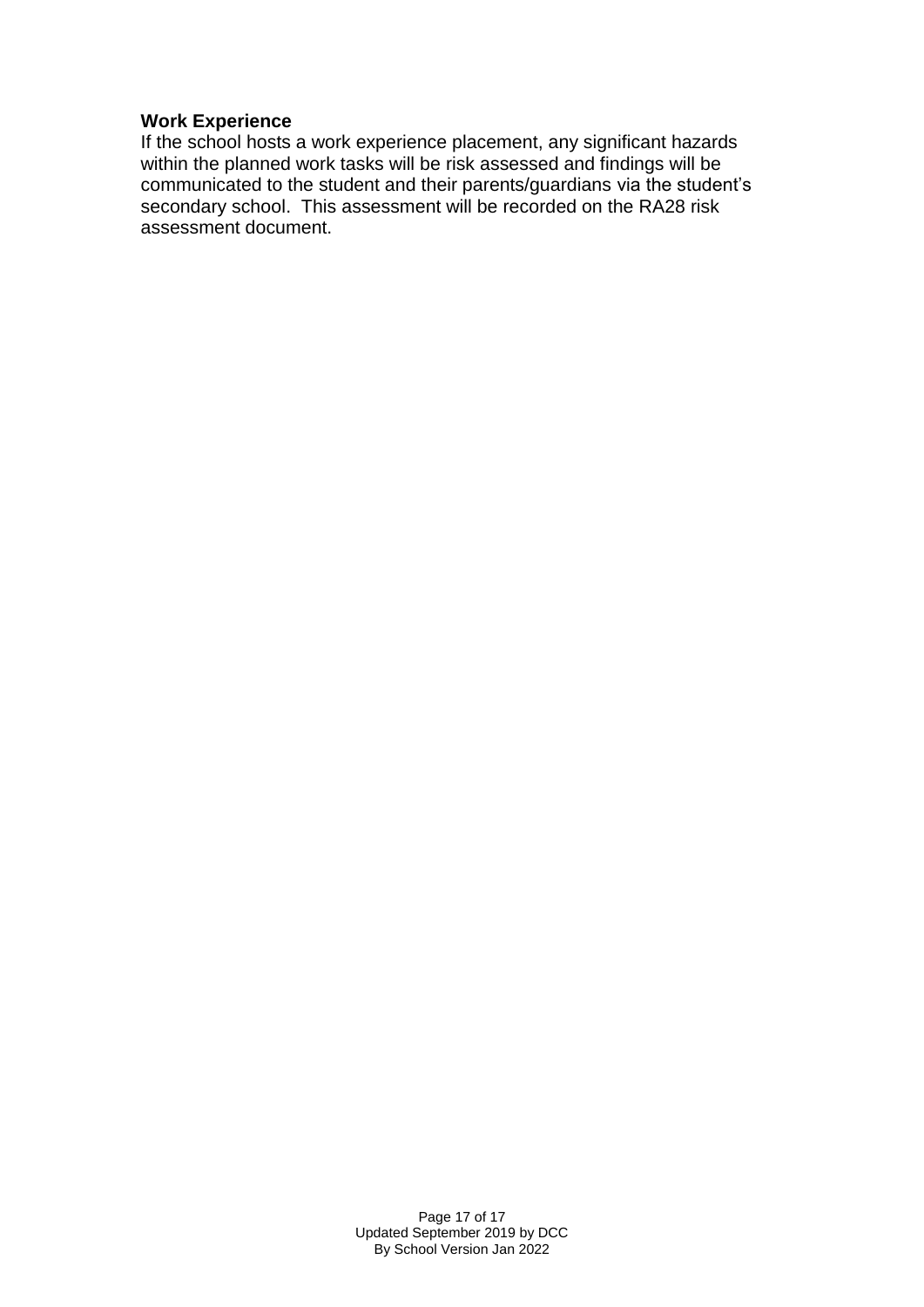**Work Experience**

If the school hosts a work experience placement, any significant hazards within the planned work tasks will be risk assessed and findings will be communicated to the student and their parents/guardians via the student's secondary school. This assessment will be recorded on the RA28 risk assessment document.